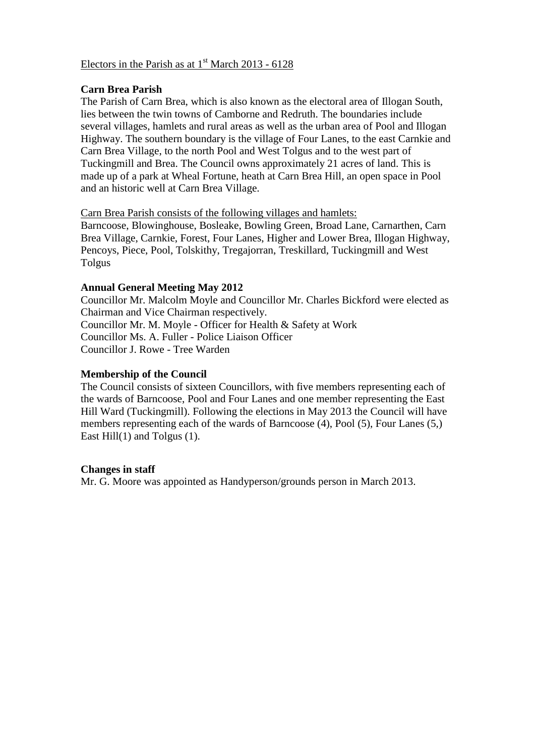Electors in the Parish as at 1st March 2013 - 6128

## Carn Brea Parish

The Parish of Carn Brea, which is also known as the electoral area of Illogan South, lies between the twin towns of Camborne and Redruth. The boundaries include several villages, hamlets and rural areas as well as the urban area of Pool and Illogan Highway. The southern boundary is the village of Four Lanes, to the east Carnkie and Carn Brea Village, to the north Pool and West Tolgus and to the west part of Tuckingmill and Brea. The Council owns approximately 21 acres of land. This is made up of a park at Wheal Fortune, heath at Carn Brea Hill, an open space in Pool and an historic well at Carn Brea Village.

Carn Brea Parish consists of the following villages and hamlets:
Barncoose, Blowinghouse, Bosleake, Bowling Green, Broad Lane, Carnarthen, Carn Brea Village, Carnkie, Forest, Four Lanes, Higher and Lower Brea, Illogan Highway, Pencoys, Piece, Pool, Tolskithy, Tregajorran, Treskillard, Tuckingmill and West Tolgus

## Annual General Meeting May 2012

Councillor Mr. Malcolm Moyle and Councillor Mr. Charles Bickford were elected as Chairman and Vice Chairman respectively.
Councillor Mr. M. Moyle - Officer for Health & Safety at Work
Councillor Ms. A. Fuller - Police Liaison Officer
Councillor J. Rowe - Tree Warden

## Membership of the Council

The Council consists of sixteen Councillors, with five members representing each of the wards of Barncoose, Pool and Four Lanes and one member representing the East Hill Ward (Tuckingmill). Following the elections in May 2013 the Council will have members representing each of the wards of Barncoose (4), Pool (5), Four Lanes (5,) East Hill(1) and Tolgus (1).

## Changes in staff

Mr. G. Moore was appointed as Handyperson/grounds person in March 2013.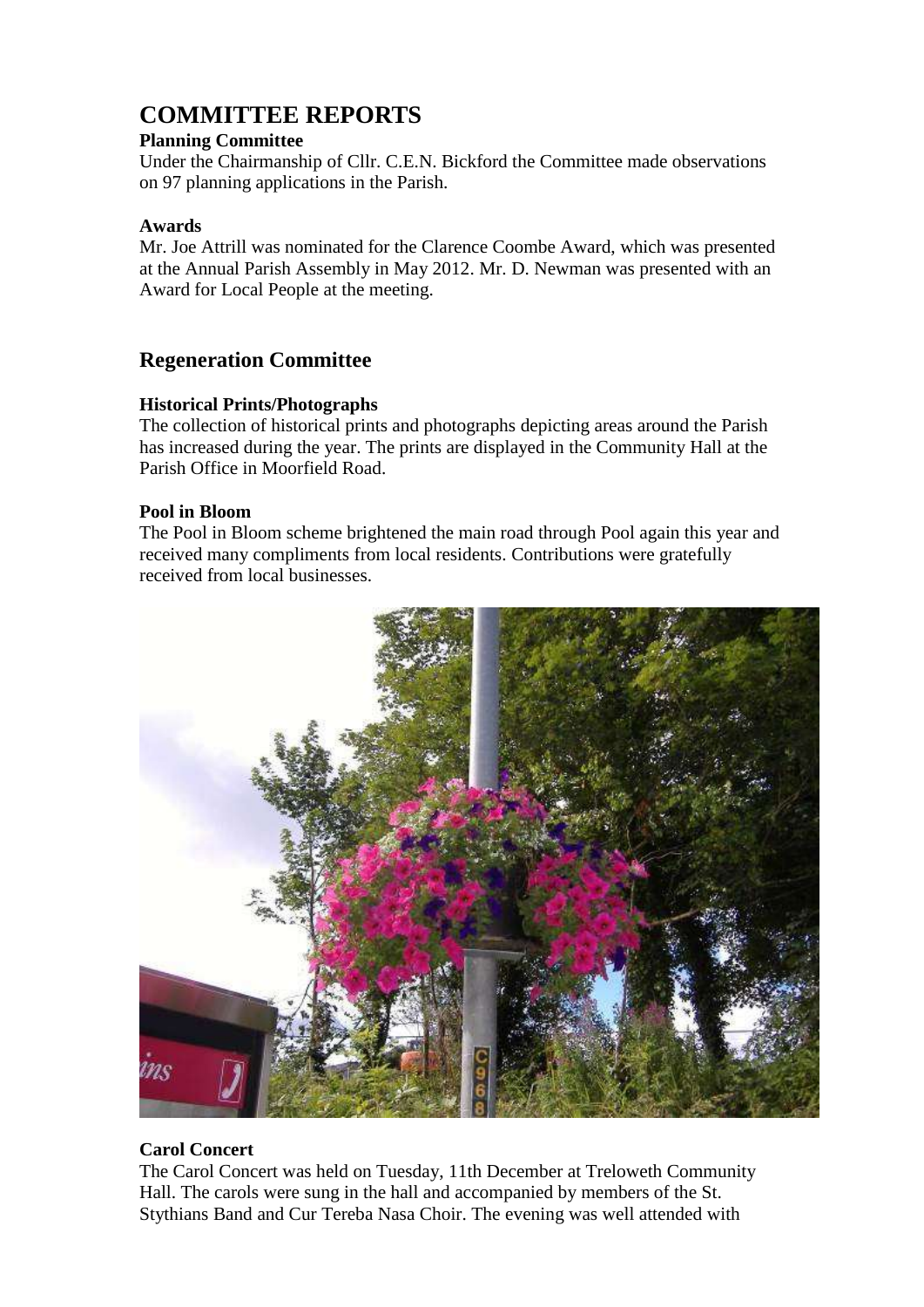# COMMITTEE REPORTS

### Planning Committee

Under the Chairmanship of Cllr. C.E.N. Bickford the Committee made observations on 97 planning applications in the Parish.

### Awards

Mr. Joe Attrill was nominated for the Clarence Coombe Award, which was presented at the Annual Parish Assembly in May 2012. Mr. D. Newman was presented with an Award for Local People at the meeting.

## Regeneration Committee

### Historical Prints/Photographs

The collection of historical prints and photographs depicting areas around the Parish has increased during the year. The prints are displayed in the Community Hall at the Parish Office in Moorfield Road.

### Pool in Bloom

The Pool in Bloom scheme brightened the main road through Pool again this year and received many compliments from local residents. Contributions were gratefully received from local businesses.

### Carol Concert

The Carol Concert was held on Tuesday, 11th December at Treloweth Community Hall. The carols were sung in the hall and accompanied by members of the St. Stythians Band and Cur Tereba Nasa Choir. The evening was well attended with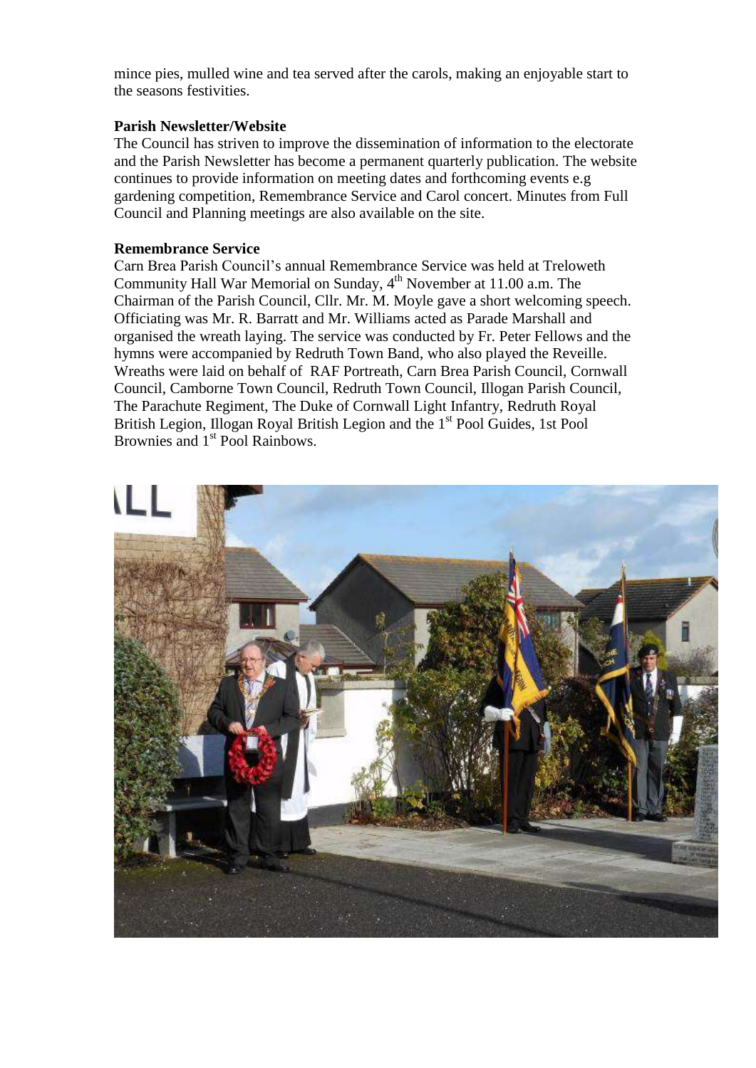mince pies, mulled wine and tea served after the carols, making an enjoyable start to the seasons festivities.

**Parish Newsletter/Website**

The Council has striven to improve the dissemination of information to the electorate and the Parish Newsletter has become a permanent quarterly publication. The website continues to provide information on meeting dates and forthcoming events e.g gardening competition, Remembrance Service and Carol concert. Minutes from Full Council and Planning meetings are also available on the site.

**Remembrance Service**

Carn Brea Parish Council's annual Remembrance Service was held at Treloweth Community Hall War Memorial on Sunday, 4th November at 11.00 a.m. The Chairman of the Parish Council, Cllr. Mr. M. Moyle gave a short welcoming speech. Officiating was Mr. R. Barratt and Mr. Williams acted as Parade Marshall and organised the wreath laying. The service was conducted by Fr. Peter Fellows and the hymns were accompanied by Redruth Town Band, who also played the Reveille. Wreaths were laid on behalf of RAF Portreath, Carn Brea Parish Council, Cornwall Council, Camborne Town Council, Redruth Town Council, Illogan Parish Council, The Parachute Regiment, The Duke of Cornwall Light Infantry, Redruth Royal British Legion, Illogan Royal British Legion and the 1st Pool Guides, 1st Pool Brownies and 1st Pool Rainbows.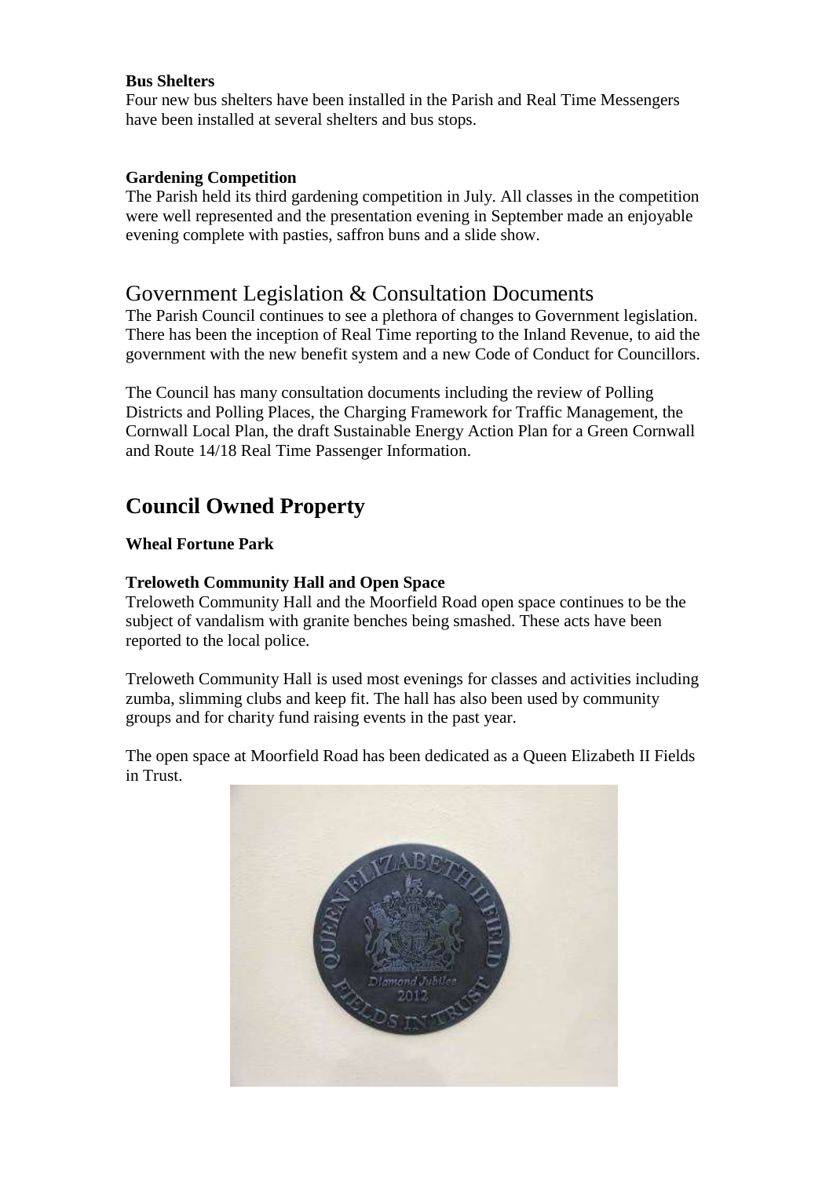**Bus Shelters**

Four new bus shelters have been installed in the Parish and Real Time Messengers have been installed at several shelters and bus stops.

**Gardening Competition**

The Parish held its third gardening competition in July. All classes in the competition were well represented and the presentation evening in September made an enjoyable evening complete with pasties, saffron buns and a slide show.

## Government Legislation & Consultation Documents

The Parish Council continues to see a plethora of changes to Government legislation. There has been the inception of Real Time reporting to the Inland Revenue, to aid the government with the new benefit system and a new Code of Conduct for Councillors.

The Council has many consultation documents including the review of Polling Districts and Polling Places, the Charging Framework for Traffic Management, the Cornwall Local Plan, the draft Sustainable Energy Action Plan for a Green Cornwall and Route 14/18 Real Time Passenger Information.

# Council Owned Property

**Wheal Fortune Park**

**Treloweth Community Hall and Open Space**

Treloweth Community Hall and the Moorfield Road open space continues to be the subject of vandalism with granite benches being smashed. These acts have been reported to the local police.

Treloweth Community Hall is used most evenings for classes and activities including zumba, slimming clubs and keep fit. The hall has also been used by community groups and for charity fund raising events in the past year.

The open space at Moorfield Road has been dedicated as a Queen Elizabeth II Fields in Trust.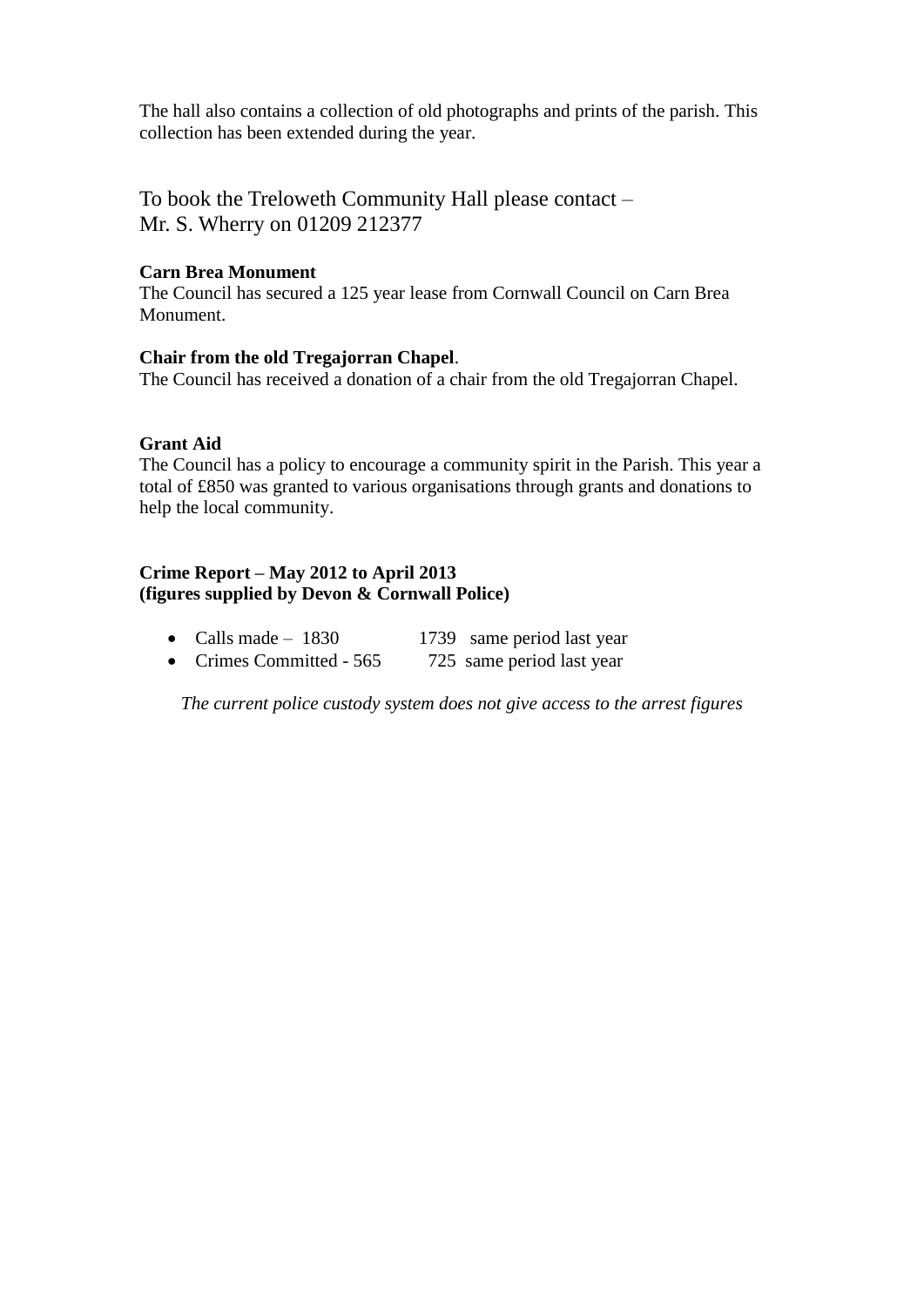The hall also contains a collection of old photographs and prints of the parish. This collection has been extended during the year.

To book the Treloweth Community Hall please contact –
Mr. S. Wherry on 01209 212377

**Carn Brea Monument**
The Council has secured a 125 year lease from Cornwall Council on Carn Brea Monument.

**Chair from the old Tregajorran Chapel**.
The Council has received a donation of a chair from the old Tregajorran Chapel.

**Grant Aid**
The Council has a policy to encourage a community spirit in the Parish. This year a total of £850 was granted to various organisations through grants and donations to help the local community.

**Crime Report – May 2012 to April 2013**
**(figures supplied by Devon & Cornwall Police)**

- Calls made – 1830 1739 same period last year
- Crimes Committed - 565 725 same period last year

*The current police custody system does not give access to the arrest figures*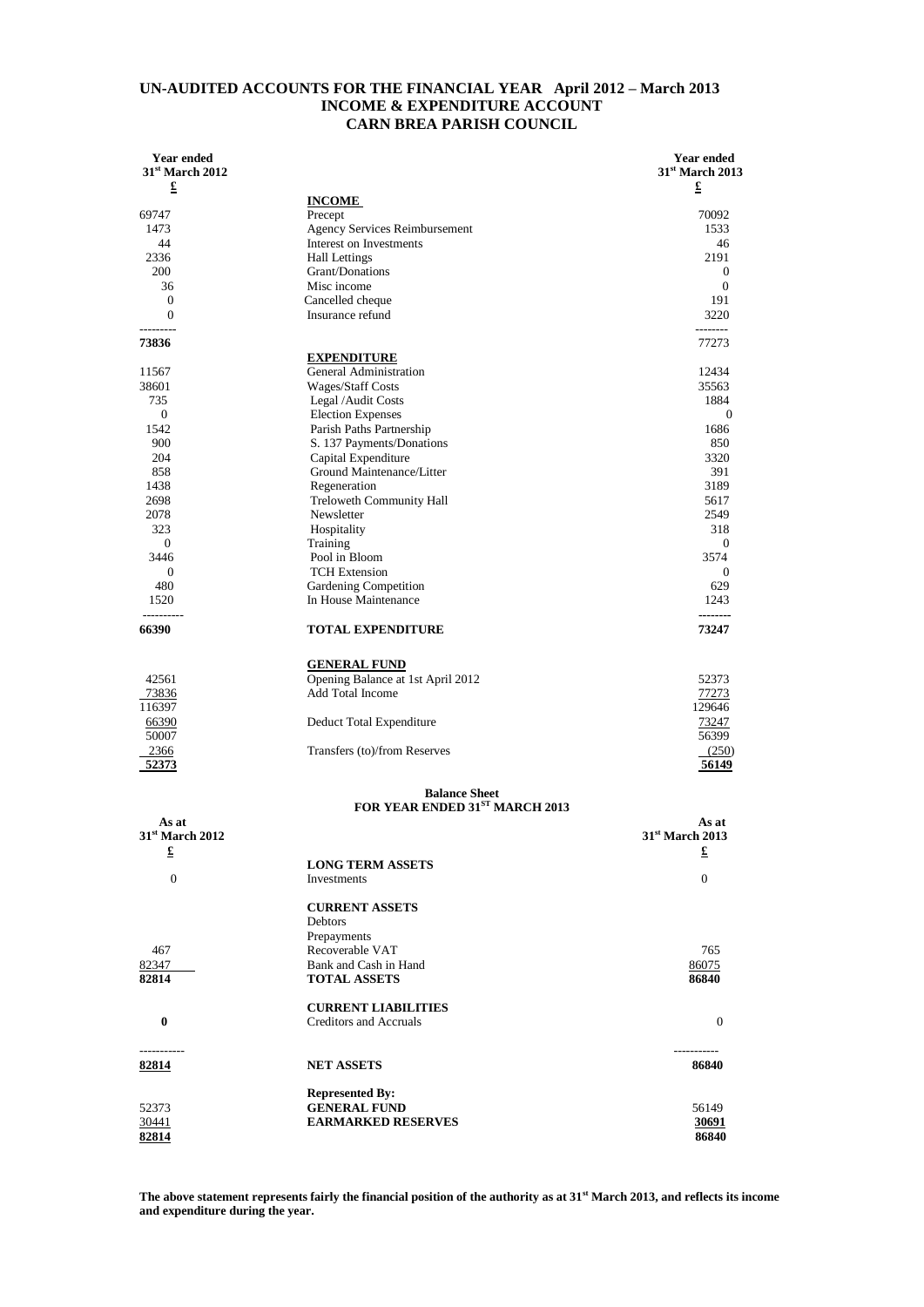# UN-AUDITED ACCOUNTS FOR THE FINANCIAL YEAR April 2012 – March 2013
## INCOME & EXPENDITURE ACCOUNT
## CARN BREA PARISH COUNCIL

| Year ended 31st March 2012 £ | | Year ended 31st March 2013 £ |
|---|---|---|
| | **INCOME** | |
| 69747 | Precept | 70092 |
| 1473 | Agency Services Reimbursement | 1533 |
| 44 | Interest on Investments | 46 |
| 2336 | Hall Lettings | 2191 |
| 200 | Grant/Donations | 0 |
| 36 | Misc income | 0 |
| 0 | Cancelled cheque | 191 |
| 0 | Insurance refund | 3220 |
| **73836** | | 77273 |
| | **EXPENDITURE** | |
| 11567 | General Administration | 12434 |
| 38601 | Wages/Staff Costs | 35563 |
| 735 | Legal /Audit Costs | 1884 |
| 0 | Election Expenses | 0 |
| 1542 | Parish Paths Partnership | 1686 |
| 900 | S. 137 Payments/Donations | 850 |
| 204 | Capital Expenditure | 3320 |
| 858 | Ground Maintenance/Litter | 391 |
| 1438 | Regeneration | 3189 |
| 2698 | Treloweth Community Hall | 5617 |
| 2078 | Newsletter | 2549 |
| 323 | Hospitality | 318 |
| 0 | Training | 0 |
| 3446 | Pool in Bloom | 3574 |
| 0 | TCH Extension | 0 |
| 480 | Gardening Competition | 629 |
| 1520 | In House Maintenance | 1243 |
| **66390** | **TOTAL EXPENDITURE** | **73247** |
| | **GENERAL FUND** | |
| 42561 | Opening Balance at 1st April 2012 | 52373 |
| 73836 | Add Total Income | 77273 |
| 116397 | | 129646 |
| 66390 | Deduct Total Expenditure | 73247 |
| 50007 | | 56399 |
| 2366 | Transfers (to)/from Reserves | (250) |
| **52373** | | **56149** |

## Balance Sheet
### FOR YEAR ENDED 31ST MARCH 2013

| As at 31st March 2012 £ | | As at 31st March 2013 £ |
|---|---|---|
| | **LONG TERM ASSETS** | |
| 0 | Investments | 0 |
| | **CURRENT ASSETS** | |
| | Debtors | |
| | Prepayments | |
| 467 | Recoverable VAT | 765 |
| 82347 | Bank and Cash in Hand | 86075 |
| **82814** | **TOTAL ASSETS** | **86840** |
| | **CURRENT LIABILITIES** | |
| **0** | Creditors and Accruals | 0 |
| **82814** | **NET ASSETS** | **86840** |
| | **Represented By:** | |
| 52373 | **GENERAL FUND** | 56149 |
| 30441 | **EARMARKED RESERVES** | **30691** |
| **82814** | | **86840** |

**The above statement represents fairly the financial position of the authority as at 31st March 2013, and reflects its income and expenditure during the year.**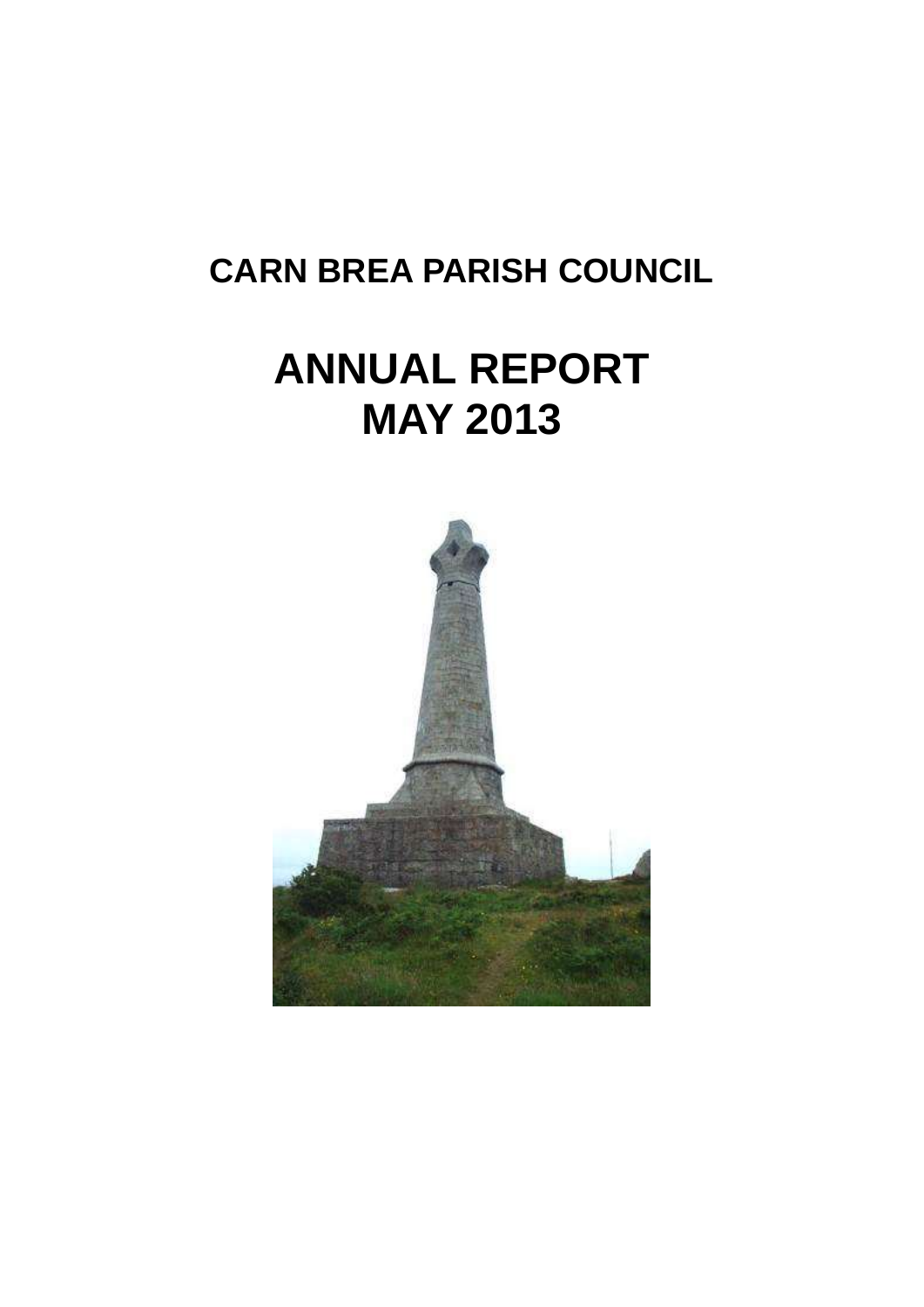# CARN BREA PARISH COUNCIL

# ANNUAL REPORT
# MAY 2013